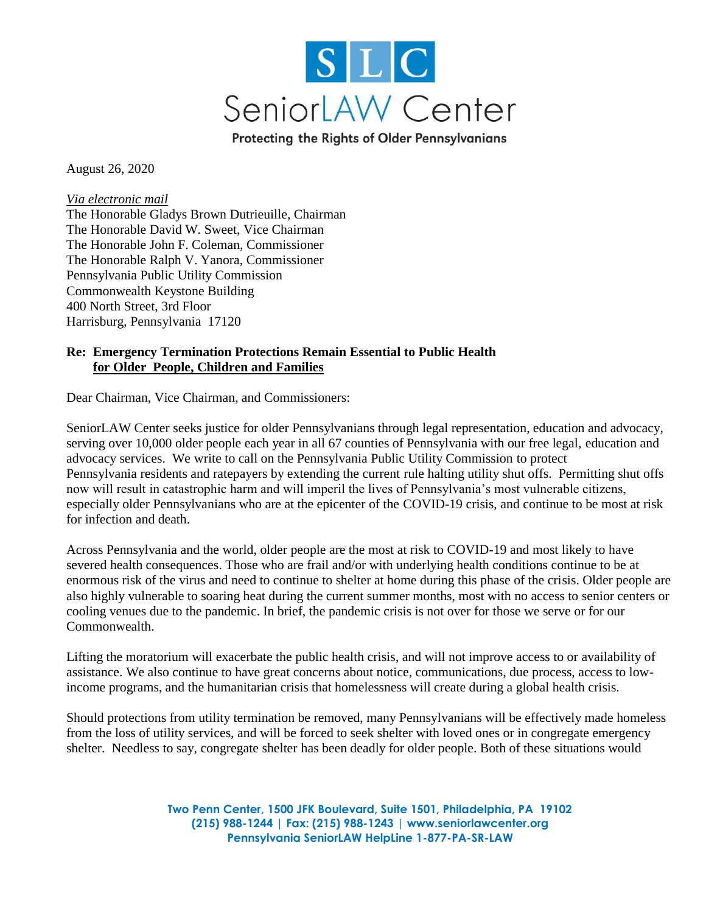# SLC

# SeniorLAW Center

**Protecting the Rights of Older Pennsylvanians**

August 26, 2020

*Via electronic mail*
The Honorable Gladys Brown Dutrieuille, Chairman
The Honorable David W. Sweet, Vice Chairman
The Honorable John F. Coleman, Commissioner
The Honorable Ralph V. Yanora, Commissioner
Pennsylvania Public Utility Commission
Commonwealth Keystone Building
400 North Street, 3rd Floor
Harrisburg, Pennsylvania 17120

**Re: Emergency Termination Protections Remain Essential to Public Health for Older People, Children and Families**

Dear Chairman, Vice Chairman, and Commissioners:

SeniorLAW Center seeks justice for older Pennsylvanians through legal representation, education and advocacy, serving over 10,000 older people each year in all 67 counties of Pennsylvania with our free legal, education and advocacy services. We write to call on the Pennsylvania Public Utility Commission to protect Pennsylvania residents and ratepayers by extending the current rule halting utility shut offs. Permitting shut offs now will result in catastrophic harm and will imperil the lives of Pennsylvania's most vulnerable citizens, especially older Pennsylvanians who are at the epicenter of the COVID-19 crisis, and continue to be most at risk for infection and death.

Across Pennsylvania and the world, older people are the most at risk to COVID-19 and most likely to have severed health consequences. Those who are frail and/or with underlying health conditions continue to be at enormous risk of the virus and need to continue to shelter at home during this phase of the crisis. Older people are also highly vulnerable to soaring heat during the current summer months, most with no access to senior centers or cooling venues due to the pandemic. In brief, the pandemic crisis is not over for those we serve or for our Commonwealth.

Lifting the moratorium will exacerbate the public health crisis, and will not improve access to or availability of assistance. We also continue to have great concerns about notice, communications, due process, access to low-income programs, and the humanitarian crisis that homelessness will create during a global health crisis.

Should protections from utility termination be removed, many Pennsylvanians will be effectively made homeless from the loss of utility services, and will be forced to seek shelter with loved ones or in congregate emergency shelter. Needless to say, congregate shelter has been deadly for older people. Both of these situations would

**Two Penn Center, 1500 JFK Boulevard, Suite 1501, Philadelphia, PA 19102**
**(215) 988-1244 | Fax: (215) 988-1243 | www.seniorlawcenter.org**
**Pennsylvania SeniorLAW HelpLine 1-877-PA-SR-LAW**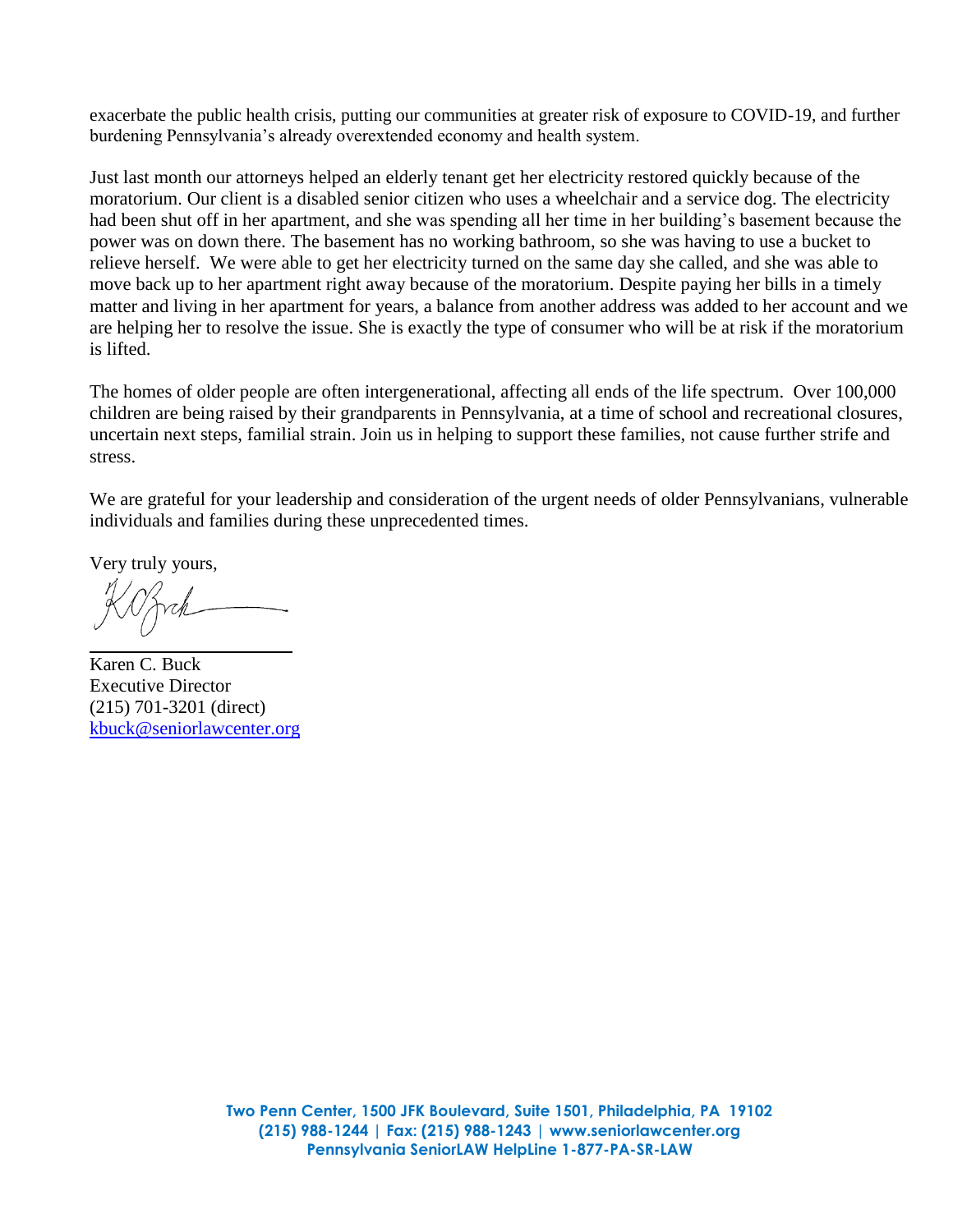exacerbate the public health crisis, putting our communities at greater risk of exposure to COVID-19, and further burdening Pennsylvania's already overextended economy and health system.

Just last month our attorneys helped an elderly tenant get her electricity restored quickly because of the moratorium. Our client is a disabled senior citizen who uses a wheelchair and a service dog. The electricity had been shut off in her apartment, and she was spending all her time in her building's basement because the power was on down there. The basement has no working bathroom, so she was having to use a bucket to relieve herself. We were able to get her electricity turned on the same day she called, and she was able to move back up to her apartment right away because of the moratorium. Despite paying her bills in a timely matter and living in her apartment for years, a balance from another address was added to her account and we are helping her to resolve the issue. She is exactly the type of consumer who will be at risk if the moratorium is lifted.

The homes of older people are often intergenerational, affecting all ends of the life spectrum. Over 100,000 children are being raised by their grandparents in Pennsylvania, at a time of school and recreational closures, uncertain next steps, familial strain. Join us in helping to support these families, not cause further strife and stress.

We are grateful for your leadership and consideration of the urgent needs of older Pennsylvanians, vulnerable individuals and families during these unprecedented times.

Very truly yours,

Karen C. Buck
Executive Director
(215) 701-3201 (direct)
kbuck@seniorlawcenter.org

**Two Penn Center, 1500 JFK Boulevard, Suite 1501, Philadelphia, PA 19102**
**(215) 988-1244 | Fax: (215) 988-1243 | www.seniorlawcenter.org**
**Pennsylvania SeniorLAW HelpLine 1-877-PA-SR-LAW**